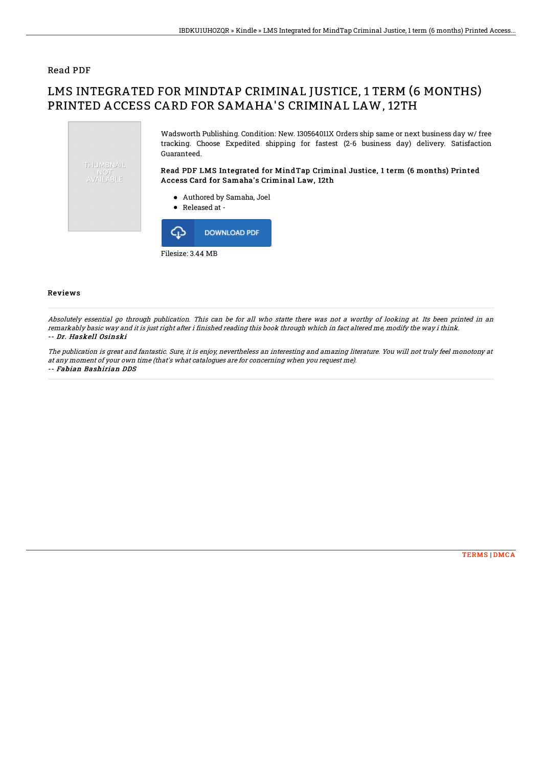## Read PDF

# LMS INTEGRATED FOR MINDTAP CRIMINAL JUSTICE, 1 TERM (6 MONTHS) PRINTED ACCESS CARD FOR SAMAHA'S CRIMINAL LAW, 12TH

Wadsworth Publishing. Condition: New. 130564011X Orders ship same or next business day w/ free tracking. Choose Expedited shipping for fastest (2-6 business day) delivery. Satisfaction Guaranteed.

### Read PDF LMS Integrated for MindTap Criminal Justice, 1 term (6 months) Printed Access Card for Samaha's Criminal Law, 12th

- Authored by Samaha, Joel
- Released at -

DOWNLOAD PDF

Filesize: 3.44 MB

### Reviews

*Absolutely essential go through publication. This can be for all who statte there was not a worthy of looking at. Its been printed in an remarkably basic way and it is just right after i finished reading this book through which in fact altered me, modify the way i think.*

***-- Dr. Haskell Osinski***

*The publication is great and fantastic. Sure, it is enjoy, nevertheless an interesting and amazing literature. You will not truly feel monotony at at any moment of your own time (that's what catalogues are for concerning when you request me).*

***-- Fabian Bashirian DDS***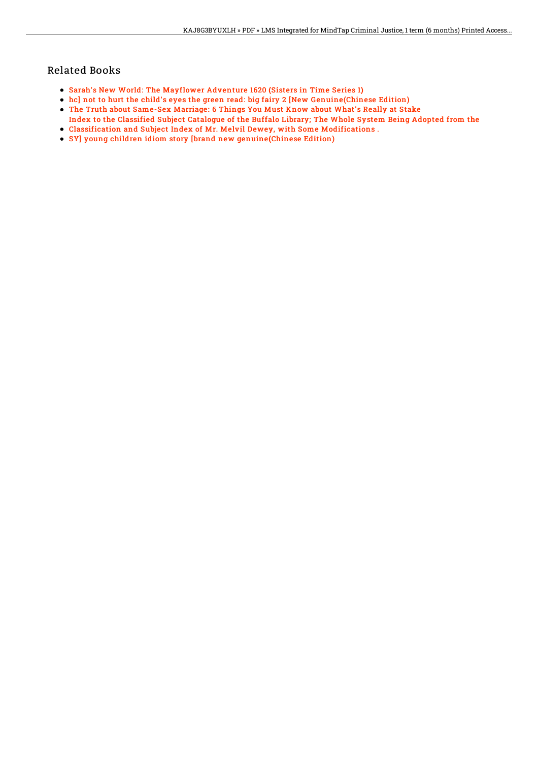## Related Books

- Sarah's New World: The Mayflower Adventure 1620 (Sisters in Time Series 1)
- hc] not to hurt the child's eyes the green read: big fairy 2 [New Genuine(Chinese Edition)
- The Truth about Same-Sex Marriage: 6 Things You Must Know about What's Really at Stake
- Index to the Classified Subject Catalogue of the Buffalo Library; The Whole System Being Adopted from the Classification and Subject Index of Mr. Melvil Dewey, with Some Modifications .
- SY] young children idiom story [brand new genuine(Chinese Edition)